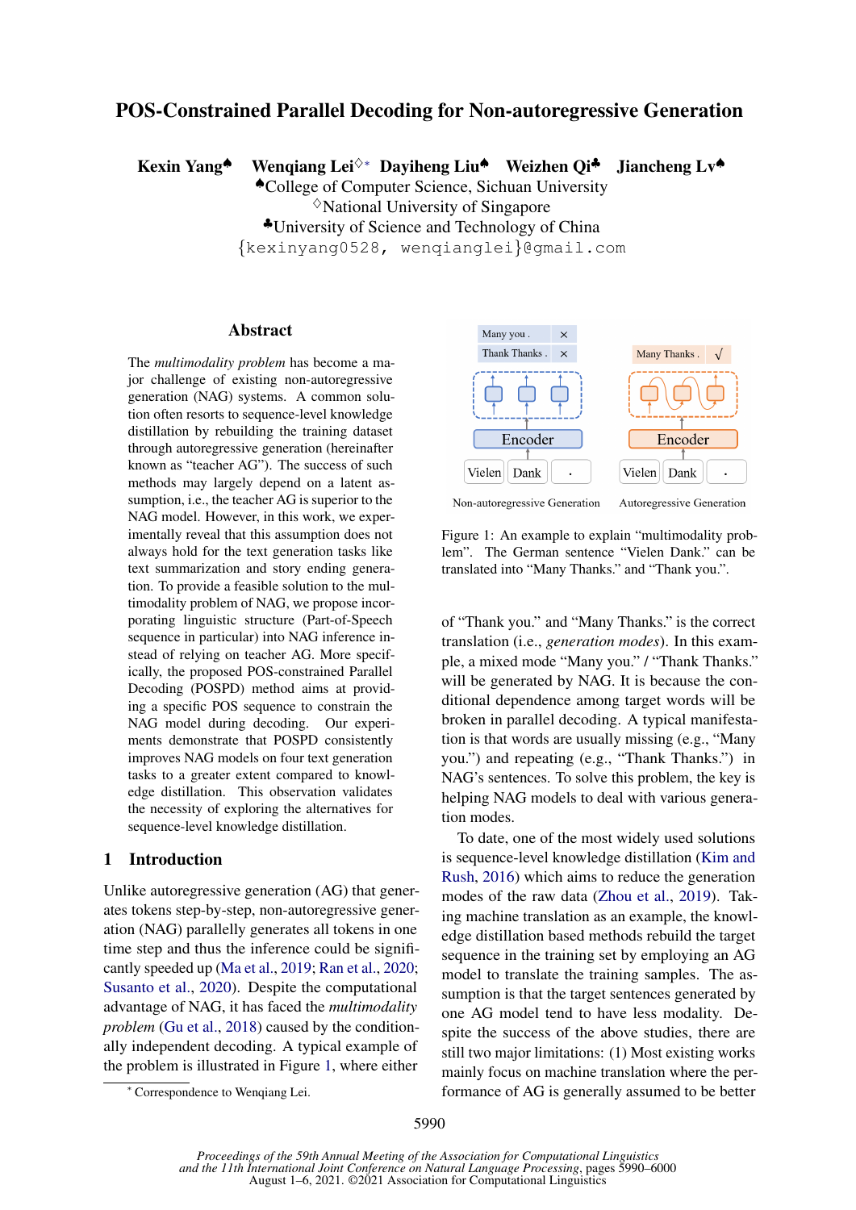# POS-Constrained Parallel Decoding for Non-autoregressive Generation

**Kexin Yang**[♠] **Wenqiang Lei**[♢*] **Dayiheng Liu**[♠] **Weizhen Qi**[♣] **Jiancheng Lv**[♠]

[♠]College of Computer Science, Sichuan University
[♢]National University of Singapore
[♣]University of Science and Technology of China
{kexinyang0528, wenqianglei}@gmail.com

## Abstract

The *multimodality problem* has become a major challenge of existing non-autoregressive generation (NAG) systems. A common solution often resorts to sequence-level knowledge distillation by rebuilding the training dataset through autoregressive generation (hereinafter known as "teacher AG"). The success of such methods may largely depend on a latent assumption, i.e., the teacher AG is superior to the NAG model. However, in this work, we experimentally reveal that this assumption does not always hold for the text generation tasks like text summarization and story ending generation. To provide a feasible solution to the multimodality problem of NAG, we propose incorporating linguistic structure (Part-of-Speech sequence in particular) into NAG inference instead of relying on teacher AG. More specifically, the proposed POS-constrained Parallel Decoding (POSPD) method aims at providing a specific POS sequence to constrain the NAG model during decoding. Our experiments demonstrate that POSPD consistently improves NAG models on four text generation tasks to a greater extent compared to knowledge distillation. This observation validates the necessity of exploring the alternatives for sequence-level knowledge distillation.

## 1 Introduction

Unlike autoregressive generation (AG) that generates tokens step-by-step, non-autoregressive generation (NAG) parallelly generates all tokens in one time step and thus the inference could be significantly speeded up (Ma et al., 2019; Ran et al., 2020; Susanto et al., 2020). Despite the computational advantage of NAG, it has faced the *multimodality problem* (Gu et al., 2018) caused by the conditionally independent decoding. A typical example of the problem is illustrated in Figure 1, where either of "Thank you." and "Many Thanks." is the correct translation (i.e., *generation modes*). In this example, a mixed mode "Many you." / "Thank Thanks." will be generated by NAG. It is because the conditional dependence among target words will be broken in parallel decoding. A typical manifestation is that words are usually missing (e.g., "Many you.") and repeating (e.g., "Thank Thanks.") in NAG's sentences. To solve this problem, the key is helping NAG models to deal with various generation modes.

Figure 1: An example to explain "multimodality problem". The German sentence "Vielen Dank." can be translated into "Many Thanks." and "Thank you.".

To date, one of the most widely used solutions is sequence-level knowledge distillation (Kim and Rush, 2016) which aims to reduce the generation modes of the raw data (Zhou et al., 2019). Taking machine translation as an example, the knowledge distillation based methods rebuild the target sequence in the training set by employing an AG model to translate the training samples. The assumption is that the target sentences generated by one AG model tend to have less modality. Despite the success of the above studies, there are still two major limitations: (1) Most existing works mainly focus on machine translation where the performance of AG is generally assumed to be better

[*] Correspondence to Wenqiang Lei.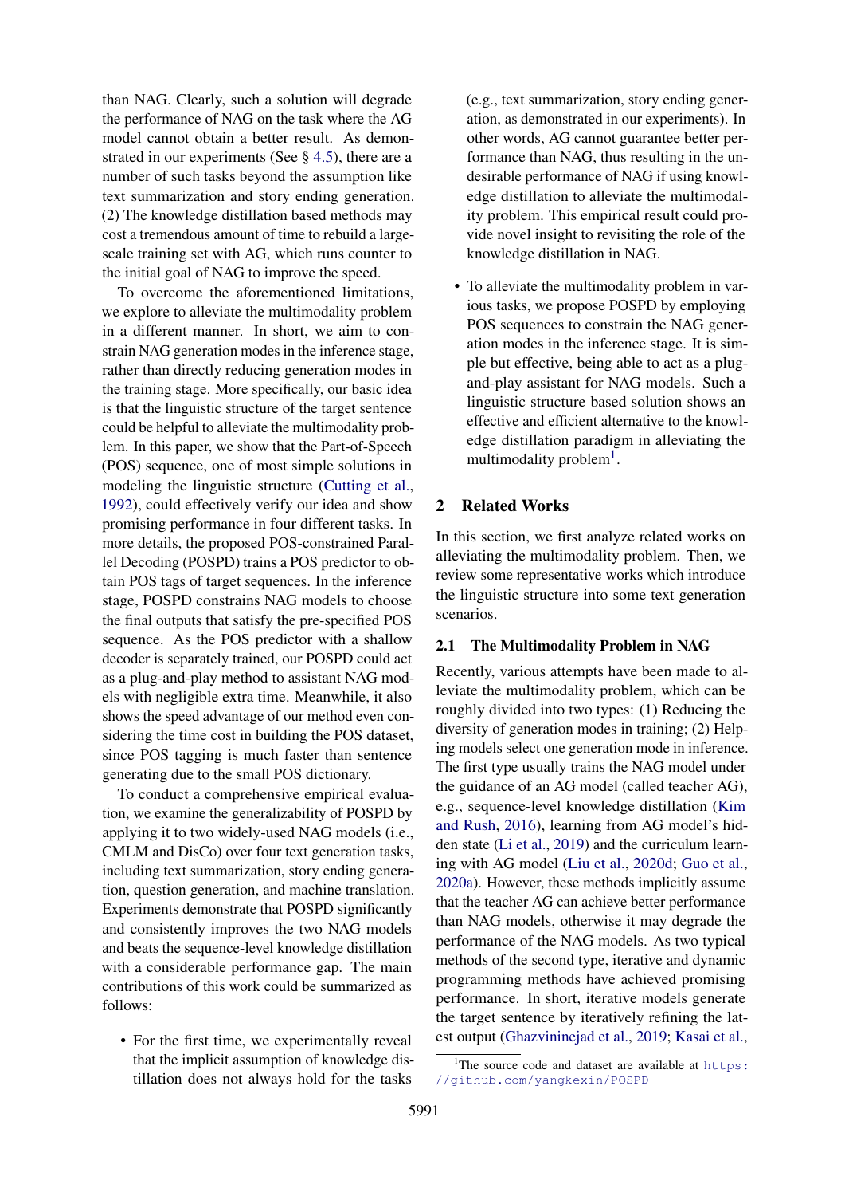than NAG. Clearly, such a solution will degrade the performance of NAG on the task where the AG model cannot obtain a better result. As demonstrated in our experiments (See § 4.5), there are a number of such tasks beyond the assumption like text summarization and story ending generation. (2) The knowledge distillation based methods may cost a tremendous amount of time to rebuild a large-scale training set with AG, which runs counter to the initial goal of NAG to improve the speed.

To overcome the aforementioned limitations, we explore to alleviate the multimodality problem in a different manner. In short, we aim to constrain NAG generation modes in the inference stage, rather than directly reducing generation modes in the training stage. More specifically, our basic idea is that the linguistic structure of the target sentence could be helpful to alleviate the multimodality problem. In this paper, we show that the Part-of-Speech (POS) sequence, one of most simple solutions in modeling the linguistic structure (Cutting et al., 1992), could effectively verify our idea and show promising performance in four different tasks. In more details, the proposed POS-constrained Parallel Decoding (POSPD) trains a POS predictor to obtain POS tags of target sequences. In the inference stage, POSPD constrains NAG models to choose the final outputs that satisfy the pre-specified POS sequence. As the POS predictor with a shallow decoder is separately trained, our POSPD could act as a plug-and-play method to assistant NAG models with negligible extra time. Meanwhile, it also shows the speed advantage of our method even considering the time cost in building the POS dataset, since POS tagging is much faster than sentence generating due to the small POS dictionary.

To conduct a comprehensive empirical evaluation, we examine the generalizability of POSPD by applying it to two widely-used NAG models (i.e., CMLM and DisCo) over four text generation tasks, including text summarization, story ending generation, question generation, and machine translation. Experiments demonstrate that POSPD significantly and consistently improves the two NAG models and beats the sequence-level knowledge distillation with a considerable performance gap. The main contributions of this work could be summarized as follows:

- For the first time, we experimentally reveal that the implicit assumption of knowledge distillation does not always hold for the tasks (e.g., text summarization, story ending generation, as demonstrated in our experiments). In other words, AG cannot guarantee better performance than NAG, thus resulting in the undesirable performance of NAG if using knowledge distillation to alleviate the multimodality problem. This empirical result could provide novel insight to revisiting the role of the knowledge distillation in NAG.
- To alleviate the multimodality problem in various tasks, we propose POSPD by employing POS sequences to constrain the NAG generation modes in the inference stage. It is simple but effective, being able to act as a plug-and-play assistant for NAG models. Such a linguistic structure based solution shows an effective and efficient alternative to the knowledge distillation paradigm in alleviating the multimodality problem[1].

## 2 Related Works

In this section, we first analyze related works on alleviating the multimodality problem. Then, we review some representative works which introduce the linguistic structure into some text generation scenarios.

### 2.1 The Multimodality Problem in NAG

Recently, various attempts have been made to alleviate the multimodality problem, which can be roughly divided into two types: (1) Reducing the diversity of generation modes in training; (2) Helping models select one generation mode in inference. The first type usually trains the NAG model under the guidance of an AG model (called teacher AG), e.g., sequence-level knowledge distillation (Kim and Rush, 2016), learning from AG model's hidden state (Li et al., 2019) and the curriculum learning with AG model (Liu et al., 2020d; Guo et al., 2020a). However, these methods implicitly assume that the teacher AG can achieve better performance than NAG models, otherwise it may degrade the performance of the NAG models. As two typical methods of the second type, iterative and dynamic programming methods have achieved promising performance. In short, iterative models generate the target sentence by iteratively refining the latest output (Ghazvininejad et al., 2019; Kasai et al.,

[1] The source code and dataset are available at https://github.com/yangkexin/POSPD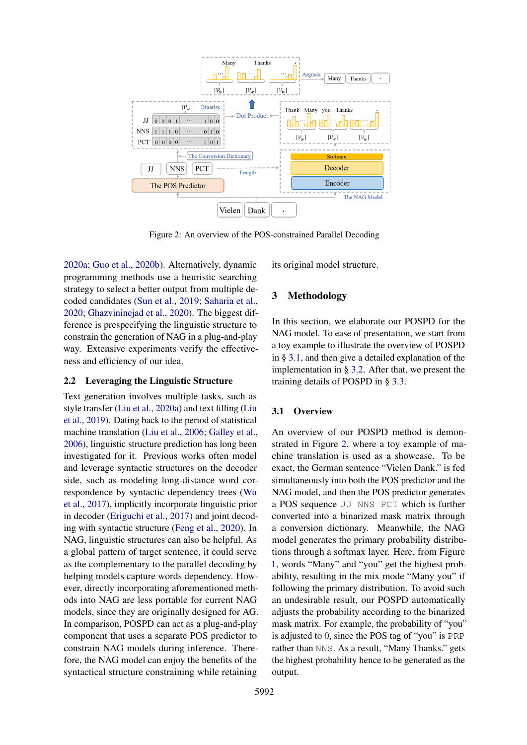Figure 2: An overview of the POS-constrained Parallel Decoding

2020a; Guo et al., 2020b). Alternatively, dynamic programming methods use a heuristic searching strategy to select a better output from multiple decoded candidates (Sun et al., 2019; Saharia et al., 2020; Ghazvininejad et al., 2020). The biggest difference is prespecifying the linguistic structure to constrain the generation of NAG in a plug-and-play way. Extensive experiments verify the effectiveness and efficiency of our idea.

### 2.2 Leveraging the Linguistic Structure

Text generation involves multiple tasks, such as style transfer (Liu et al., 2020a) and text filling (Liu et al., 2019). Dating back to the period of statistical machine translation (Liu et al., 2006; Galley et al., 2006), linguistic structure prediction has long been investigated for it. Previous works often model and leverage syntactic structures on the decoder side, such as modeling long-distance word correspondence by syntactic dependency trees (Wu et al., 2017), implicitly incorporate linguistic prior in decoder (Eriguchi et al., 2017) and joint decoding with syntactic structure (Feng et al., 2020). In NAG, linguistic structures can also be helpful. As a global pattern of target sentence, it could serve as the complementary to the parallel decoding by helping models capture words dependency. However, directly incorporating aforementioned methods into NAG are less portable for current NAG models, since they are originally designed for AG. In comparison, POSPD can act as a plug-and-play component that uses a separate POS predictor to constrain NAG models during inference. Therefore, the NAG model can enjoy the benefits of the syntactical structure constraining while retaining its original model structure.

## 3 Methodology

In this section, we elaborate our POSPD for the NAG model. To ease of presentation, we start from a toy example to illustrate the overview of POSPD in § 3.1, and then give a detailed explanation of the implementation in § 3.2. After that, we present the training details of POSPD in § 3.3.

### 3.1 Overview

An overview of our POSPD method is demonstrated in Figure 2, where a toy example of machine translation is used as a showcase. To be exact, the German sentence “Vielen Dank.” is fed simultaneously into both the POS predictor and the NAG model, and then the POS predictor generates a POS sequence `JJ NNS PCT` which is further converted into a binarized mask matrix through a conversion dictionary. Meanwhile, the NAG model generates the primary probability distributions through a softmax layer. Here, from Figure 1, words “Many” and “you” get the highest probability, resulting in the mix mode “Many you” if following the primary distribution. To avoid such an undesirable result, our POSPD automatically adjusts the probability according to the binarized mask matrix. For example, the probability of “you” is adjusted to 0, since the POS tag of “you” is `PRP` rather than `NNS`. As a result, “Many Thanks.” gets the highest probability hence to be generated as the output.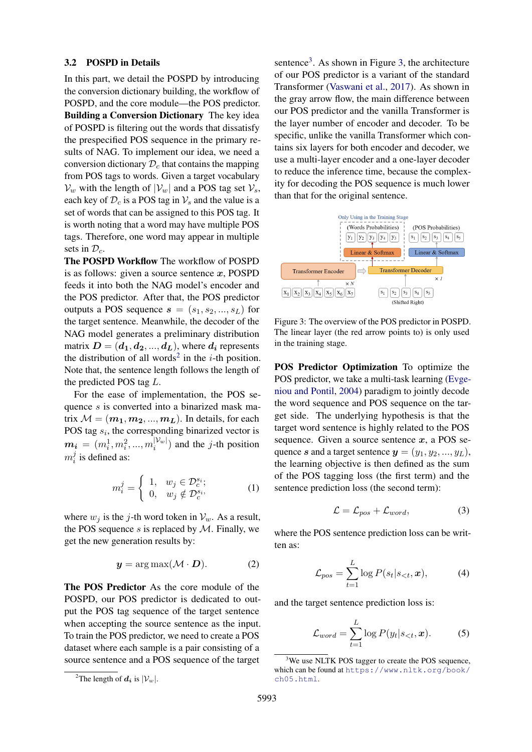### 3.2 POSPD in Details

In this part, we detail the POSPD by introducing the conversion dictionary building, the workflow of POSPD, and the core module—the POS predictor.

**Building a Conversion Dictionary** The key idea of POSPD is filtering out the words that dissatisfy the prespecified POS sequence in the primary results of NAG. To implement our idea, we need a conversion dictionary $\mathcal{D}_c$ that contains the mapping from POS tags to words. Given a target vocabulary $\mathcal{V}_w$ with the length of $|\mathcal{V}_w|$ and a POS tag set $\mathcal{V}_s$, each key of $\mathcal{D}_c$ is a POS tag in $\mathcal{V}_s$ and the value is a set of words that can be assigned to this POS tag. It is worth noting that a word may have multiple POS tags. Therefore, one word may appear in multiple sets in $\mathcal{D}_c$.

**The POSPD Workflow** The workflow of POSPD is as follows: given a source sentence $\boldsymbol{x}$, POSPD feeds it into both the NAG model's encoder and the POS predictor. After that, the POS predictor outputs a POS sequence $\boldsymbol{s} = (s_1, s_2, ..., s_L)$ for the target sentence. Meanwhile, the decoder of the NAG model generates a preliminary distribution matrix $\boldsymbol{D} = (\boldsymbol{d_1}, \boldsymbol{d_2}, ..., \boldsymbol{d_L})$, where $\boldsymbol{d_i}$ represents the distribution of all words[2] in the $i$-th position. Note that, the sentence length follows the length of the predicted POS tag $L$.

For the ease of implementation, the POS sequence $s$ is converted into a binarized mask matrix $\mathcal{M} = (\boldsymbol{m_1}, \boldsymbol{m_2}, ..., \boldsymbol{m_L})$. In details, for each POS tag $s_i$, the corresponding binarized vector is $\boldsymbol{m_i} = (m_i^1, m_i^2, ..., m_i^{|\mathcal{V}_w|})$ and the $j$-th position $m_i^j$ is defined as:

$$m_i^j = \begin{cases} 1, & w_j \in \mathcal{D}_c^{s_i}; \\ 0, & w_j \notin \mathcal{D}_c^{s_i}, \end{cases} \tag{1}$$

where $w_j$ is the $j$-th word token in $\mathcal{V}_w$. As a result, the POS sequence $s$ is replaced by $\mathcal{M}$. Finally, we get the new generation results by:

$$\boldsymbol{y} = \arg\max(\mathcal{M} \cdot \boldsymbol{D}). \tag{2}$$

**The POS Predictor** As the core module of the POSPD, our POS predictor is dedicated to output the POS tag sequence of the target sentence when accepting the source sentence as the input. To train the POS predictor, we need to create a POS dataset where each sample is a pair consisting of a source sentence and a POS sequence of the target sentence[3]. As shown in Figure 3, the architecture of our POS predictor is a variant of the standard Transformer (Vaswani et al., 2017). As shown in the gray arrow flow, the main difference between our POS predictor and the vanilla Transformer is the layer number of encoder and decoder. To be specific, unlike the vanilla Transformer which contains six layers for both encoder and decoder, we use a multi-layer encoder and a one-layer decoder to reduce the inference time, because the complexity for decoding the POS sequence is much lower than that for the original sentence.

Figure 3: The overview of the POS predictor in POSPD. The linear layer (the red arrow points to) is only used in the training stage.

**POS Predictor Optimization** To optimize the POS predictor, we take a multi-task learning (Evgeniou and Pontil, 2004) paradigm to jointly decode the word sequence and POS sequence on the target side. The underlying hypothesis is that the target word sentence is highly related to the POS sequence. Given a source sentence $\boldsymbol{x}$, a POS sequence $\boldsymbol{s}$ and a target sentence $\boldsymbol{y} = (y_1, y_2, ..., y_L)$, the learning objective is then defined as the sum of the POS tagging loss (the first term) and the sentence prediction loss (the second term):

$$\mathcal{L} = \mathcal{L}_{pos} + \mathcal{L}_{word}, \tag{3}$$

where the POS sentence prediction loss can be written as:

$$\mathcal{L}_{pos} = \sum_{t=1}^{L} \log P(s_t | s_{<t}, \boldsymbol{x}), \tag{4}$$

and the target sentence prediction loss is:

$$\mathcal{L}_{word} = \sum_{t=1}^{L} \log P(y_t | s_{<t}, \boldsymbol{x}). \tag{5}$$

---

[2] The length of $\boldsymbol{d_i}$ is $|\mathcal{V}_w|$.

[3] We use NLTK POS tagger to create the POS sequence, which can be found at https://www.nltk.org/book/ch05.html.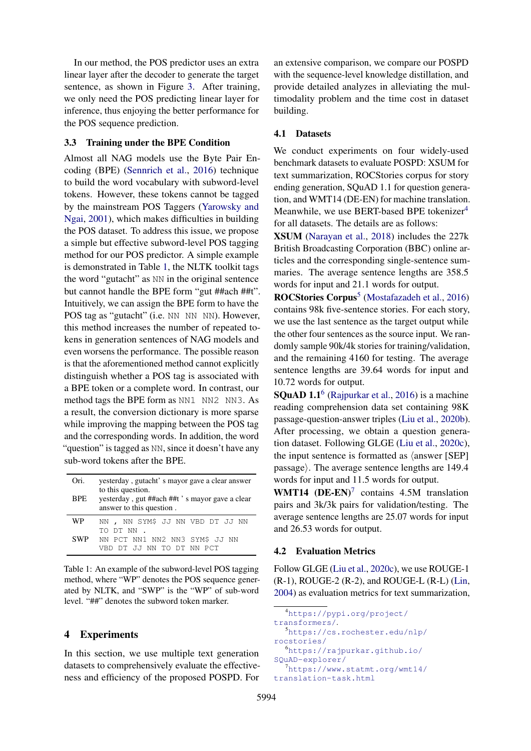In our method, the POS predictor uses an extra linear layer after the decoder to generate the target sentence, as shown in Figure 3. After training, we only need the POS predicting linear layer for inference, thus enjoying the better performance for the POS sequence prediction.

### 3.3 Training under the BPE Condition

Almost all NAG models use the Byte Pair Encoding (BPE) (Sennrich et al., 2016) technique to build the word vocabulary with subword-level tokens. However, these tokens cannot be tagged by the mainstream POS Taggers (Yarowsky and Ngai, 2001), which makes difficulties in building the POS dataset. To address this issue, we propose a simple but effective subword-level POS tagging method for our POS predictor. A simple example is demonstrated in Table 1, the NLTK toolkit tags the word "gutacht" as `NN` in the original sentence but cannot handle the BPE form "gut ##ach ##t". Intuitively, we can assign the BPE form to have the POS tag as "gutacht" (i.e. `NN NN NN`). However, this method increases the number of repeated tokens in generation sentences of NAG models and even worsens the performance. The possible reason is that the aforementioned method cannot explicitly distinguish whether a POS tag is associated with a BPE token or a complete word. In contrast, our method tags the BPE form as `NN1 NN2 NN3`. As a result, the conversion dictionary is more sparse while improving the mapping between the POS tag and the corresponding words. In addition, the word "question" is tagged as `NN`, since it doesn't have any sub-word tokens after the BPE.

| | |
|---|---|
| Ori. | yesterday , gutacht' s mayor gave a clear answer to this question. |
| BPE | yesterday , gut ##ach ##t ' s mayor gave a clear answer to this question . |
| WP | `NN , NN SYM$ JJ NN VBD DT JJ NN TO DT NN .` |
| SWP | `NN PCT NN1 NN2 NN3 SYM$ JJ NN VBD DT JJ NN TO DT NN PCT` |

Table 1: An example of the subword-level POS tagging method, where "WP" denotes the POS sequence generated by NLTK, and "SWP" is the "WP" of sub-word level. "##" denotes the subword token marker.

## 4 Experiments

In this section, we use multiple text generation datasets to comprehensively evaluate the effectiveness and efficiency of the proposed POSPD. For an extensive comparison, we compare our POSPD with the sequence-level knowledge distillation, and provide detailed analyzes in alleviating the multimodality problem and the time cost in dataset building.

### 4.1 Datasets

We conduct experiments on four widely-used benchmark datasets to evaluate POSPD: XSUM for text summarization, ROCStories corpus for story ending generation, SQuAD 1.1 for question generation, and WMT14 (DE-EN) for machine translation. Meanwhile, we use BERT-based BPE tokenizer[4] for all datasets. The details are as follows:

**XSUM** (Narayan et al., 2018) includes the 227k British Broadcasting Corporation (BBC) online articles and the corresponding single-sentence summaries. The average sentence lengths are 358.5 words for input and 21.1 words for output.

**ROCStories Corpus**[5] (Mostafazadeh et al., 2016) contains 98k five-sentence stories. For each story, we use the last sentence as the target output while the other four sentences as the source input. We randomly sample 90k/4k stories for training/validation, and the remaining 4160 for testing. The average sentence lengths are 39.64 words for input and 10.72 words for output.

**SQuAD 1.1**[6] (Rajpurkar et al., 2016) is a machine reading comprehension data set containing 98K passage-question-answer triples (Liu et al., 2020b). After processing, we obtain a question generation dataset. Following GLGE (Liu et al., 2020c), the input sentence is formatted as ⟨answer [SEP] passage⟩. The average sentence lengths are 149.4 words for input and 11.5 words for output.

**WMT14 (DE-EN)**[7] contains 4.5M translation pairs and 3k/3k pairs for validation/testing. The average sentence lengths are 25.07 words for input and 26.53 words for output.

### 4.2 Evaluation Metrics

Follow GLGE (Liu et al., 2020c), we use ROUGE-1 (R-1), ROUGE-2 (R-2), and ROUGE-L (R-L) (Lin, 2004) as evaluation metrics for text summarization,

[4] https://pypi.org/project/transformers/.

[5] https://cs.rochester.edu/nlp/rocstories/

[6] https://rajpurkar.github.io/SQuAD-explorer/

[7] https://www.statmt.org/wmt14/translation-task.html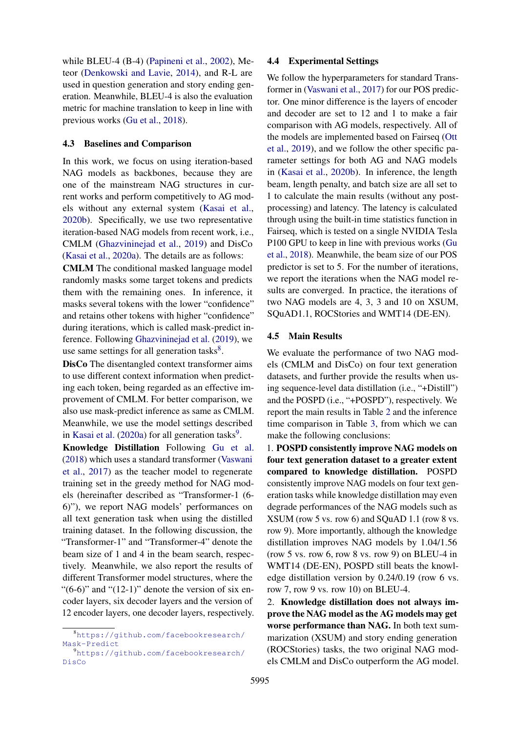while BLEU-4 (B-4) (Papineni et al., 2002), Meteor (Denkowski and Lavie, 2014), and R-L are used in question generation and story ending generation. Meanwhile, BLEU-4 is also the evaluation metric for machine translation to keep in line with previous works (Gu et al., 2018).

### 4.3 Baselines and Comparison

In this work, we focus on using iteration-based NAG models as backbones, because they are one of the mainstream NAG structures in current works and perform competitively to AG models without any external system (Kasai et al., 2020b). Specifically, we use two representative iteration-based NAG models from recent work, i.e., CMLM (Ghazvininejad et al., 2019) and DisCo (Kasai et al., 2020a). The details are as follows:

**CMLM** The conditional masked language model randomly masks some target tokens and predicts them with the remaining ones. In inference, it masks several tokens with the lower "confidence" and retains other tokens with higher "confidence" during iterations, which is called mask-predict inference. Following Ghazvininejad et al. (2019), we use same settings for all generation tasks[8].

**DisCo** The disentangled context transformer aims to use different context information when predicting each token, being regarded as an effective improvement of CMLM. For better comparison, we also use mask-predict inference as same as CMLM. Meanwhile, we use the model settings described in Kasai et al. (2020a) for all generation tasks[9].

**Knowledge Distillation** Following Gu et al. (2018) which uses a standard transformer (Vaswani et al., 2017) as the teacher model to regenerate training set in the greedy method for NAG models (hereinafter described as "Transformer-1 (6-6)"), we report NAG models' performances on all text generation task when using the distilled training dataset. In the following discussion, the "Transformer-1" and "Transformer-4" denote the beam size of 1 and 4 in the beam search, respectively. Meanwhile, we also report the results of different Transformer model structures, where the "(6-6)" and "(12-1)" denote the version of six encoder layers, six decoder layers and the version of 12 encoder layers, one decoder layers, respectively.

[8] https://github.com/facebookresearch/Mask-Predict

[9] https://github.com/facebookresearch/DisCo

### 4.4 Experimental Settings

We follow the hyperparameters for standard Transformer in (Vaswani et al., 2017) for our POS predictor. One minor difference is the layers of encoder and decoder are set to 12 and 1 to make a fair comparison with AG models, respectively. All of the models are implemented based on Fairseq (Ott et al., 2019), and we follow the other specific parameter settings for both AG and NAG models in (Kasai et al., 2020b). In inference, the length beam, length penalty, and batch size are all set to 1 to calculate the main results (without any post-processing) and latency. The latency is calculated through using the built-in time statistics function in Fairseq, which is tested on a single NVIDIA Tesla P100 GPU to keep in line with previous works (Gu et al., 2018). Meanwhile, the beam size of our POS predictor is set to 5. For the number of iterations, we report the iterations when the NAG model results are converged. In practice, the iterations of two NAG models are 4, 3, 3 and 10 on XSUM, SQuAD1.1, ROCStories and WMT14 (DE-EN).

### 4.5 Main Results

We evaluate the performance of two NAG models (CMLM and DisCo) on four text generation datasets, and further provide the results when using sequence-level data distillation (i.e., "+Distill") and the POSPD (i.e., "+POSPD"), respectively. We report the main results in Table 2 and the inference time comparison in Table 3, from which we can make the following conclusions:

1. **POSPD consistently improve NAG models on four text generation dataset to a greater extent compared to knowledge distillation.** POSPD consistently improve NAG models on four text generation tasks while knowledge distillation may even degrade performances of the NAG models such as XSUM (row 5 vs. row 6) and SQuAD 1.1 (row 8 vs. row 9). More importantly, although the knowledge distillation improves NAG models by 1.04/1.56 (row 5 vs. row 6, row 8 vs. row 9) on BLEU-4 in WMT14 (DE-EN), POSPD still beats the knowledge distillation version by 0.24/0.19 (row 6 vs. row 7, row 9 vs. row 10) on BLEU-4.

2. **Knowledge distillation does not always improve the NAG model as the AG models may get worse performance than NAG.** In both text summarization (XSUM) and story ending generation (ROCStories) tasks, the two original NAG models CMLM and DisCo outperform the AG model.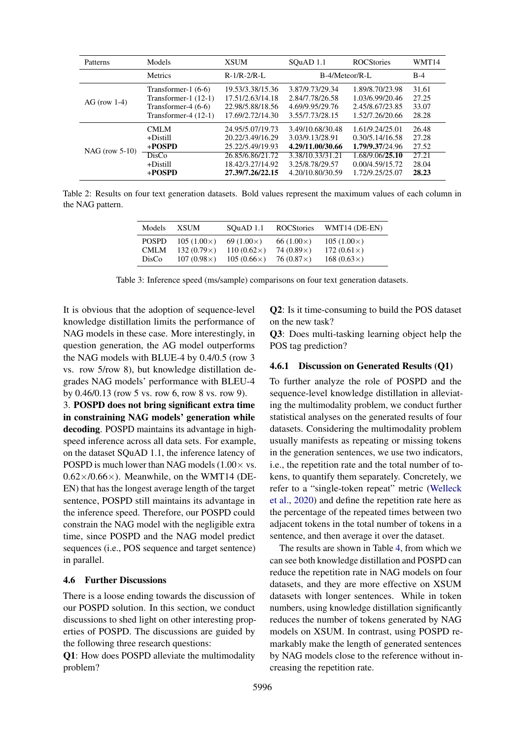| Patterns | Models | XSUM | SQuAD 1.1 | ROCStories | WMT14 |
|---|---|---|---|---|---|
| | Metrics | R-1/R-2/R-L | B-4/Meteor/R-L | | B-4 |
| AG (row 1-4) | Transformer-1 (6-6) | 19.53/3.38/15.36 | 3.87/9.73/29.34 | 1.89/8.70/23.98 | 31.61 |
| | Transformer-1 (12-1) | 17.51/2.63/14.18 | 2.84/7.78/26.58 | 1.03/6.99/20.46 | 27.25 |
| | Transformer-4 (6-6) | 22.98/5.88/18.56 | 4.69/9.95/29.76 | 2.45/8.67/23.85 | 33.07 |
| | Transformer-4 (12-1) | 17.69/2.72/14.30 | 3.55/7.73/28.15 | 1.52/7.26/20.66 | 28.28 |
| NAG (row 5-10) | CMLM | 24.95/5.07/19.73 | 3.49/10.68/30.48 | 1.61/9.24/25.01 | 26.48 |
| | +Distill | 20.22/3.49/16.29 | 3.03/9.13/28.91 | 0.30/5.14/16.58 | 27.28 |
| | **+POSPD** | 25.22/5.49/19.93 | **4.29/11.00/30.66** | **1.79/9.37**/24.96 | 27.52 |
| | DisCo | 26.85/6.86/21.72 | 3.38/10.33/31.21 | 1.68/9.06/**25.10** | 27.21 |
| | +Distill | 18.42/3.27/14.92 | 3.25/8.78/29.57 | 0.00/4.59/15.72 | 28.04 |
| | **+POSPD** | **27.39/7.26/22.15** | 4.20/10.80/30.59 | 1.72/9.25/25.07 | **28.23** |

Table 2: Results on four text generation datasets. Bold values represent the maximum values of each column in the NAG pattern.

| Models | XSUM | SQuAD 1.1 | ROCStories | WMT14 (DE-EN) |
|---|---|---|---|---|
| POSPD | 105 (1.00×) | 69 (1.00×) | 66 (1.00×) | 105 (1.00×) |
| CMLM | 132 (0.79×) | 110 (0.62×) | 74 (0.89×) | 172 (0.61×) |
| DisCo | 107 (0.98×) | 105 (0.66×) | 76 (0.87×) | 168 (0.63×) |

Table 3: Inference speed (ms/sample) comparisons on four text generation datasets.

It is obvious that the adoption of sequence-level knowledge distillation limits the performance of NAG models in these case. More interestingly, in question generation, the AG model outperforms the NAG models with BLUE-4 by 0.4/0.5 (row 3 vs. row 5/row 8), but knowledge distillation degrades NAG models' performance with BLEU-4 by 0.46/0.13 (row 5 vs. row 6, row 8 vs. row 9).

3. **POSPD does not bring significant extra time in constraining NAG models' generation while decoding**. POSPD maintains its advantage in high-speed inference across all data sets. For example, on the dataset SQuAD 1.1, the inference latency of POSPD is much lower than NAG models (1.00× vs. 0.62×/0.66×). Meanwhile, on the WMT14 (DE-EN) that has the longest average length of the target sentence, POSPD still maintains its advantage in the inference speed. Therefore, our POSPD could constrain the NAG model with the negligible extra time, since POSPD and the NAG model predict sequences (i.e., POS sequence and target sentence) in parallel.

### 4.6 Further Discussions

There is a loose ending towards the discussion of our POSPD solution. In this section, we conduct discussions to shed light on other interesting properties of POSPD. The discussions are guided by the following three research questions:

**Q1**: How does POSPD alleviate the multimodality problem?

**Q2**: Is it time-consuming to build the POS dataset on the new task?

**Q3**: Does multi-tasking learning object help the POS tag prediction?

#### 4.6.1 Discussion on Generated Results (Q1)

To further analyze the role of POSPD and the sequence-level knowledge distillation in alleviating the multimodality problem, we conduct further statistical analyses on the generated results of four datasets. Considering the multimodality problem usually manifests as repeating or missing tokens in the generation sentences, we use two indicators, i.e., the repetition rate and the total number of tokens, to quantify them separately. Concretely, we refer to a "single-token repeat" metric (Welleck et al., 2020) and define the repetition rate here as the percentage of the repeated times between two adjacent tokens in the total number of tokens in a sentence, and then average it over the dataset.

The results are shown in Table 4, from which we can see both knowledge distillation and POSPD can reduce the repetition rate in NAG models on four datasets, and they are more effective on XSUM datasets with longer sentences. While in token numbers, using knowledge distillation significantly reduces the number of tokens generated by NAG models on XSUM. In contrast, using POSPD remarkably make the length of generated sentences by NAG models close to the reference without increasing the repetition rate.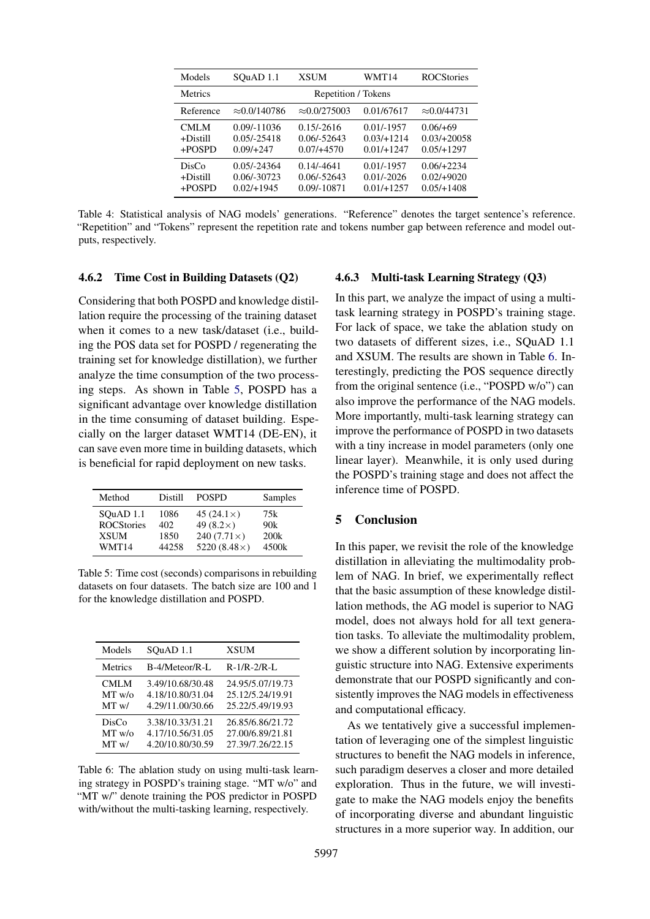| Models | SQuAD 1.1 | XSUM | WMT14 | ROCStories |
|---|---|---|---|---|
| Metrics | Repetition / Tokens | | | |
| Reference | ≈0.0/140786 | ≈0.0/275003 | 0.01/67617 | ≈0.0/44731 |
| CMLM | 0.09/-11036 | 0.15/-2616 | 0.01/-1957 | 0.06/+69 |
| +Distill | 0.05/-25418 | 0.06/-52643 | 0.03/+1214 | 0.03/+20058 |
| +POSPD | 0.09/+247 | 0.07/+4570 | 0.01/+1247 | 0.05/+1297 |
| DisCo | 0.05/-24364 | 0.14/-4641 | 0.01/-1957 | 0.06/+2234 |
| +Distill | 0.06/-30723 | 0.06/-52643 | 0.01/-2026 | 0.02/+9020 |
| +POSPD | 0.02/+1945 | 0.09/-10871 | 0.01/+1257 | 0.05/+1408 |

Table 4: Statistical analysis of NAG models' generations. "Reference" denotes the target sentence's reference. "Repetition" and "Tokens" represent the repetition rate and tokens number gap between reference and model outputs, respectively.

#### 4.6.2 Time Cost in Building Datasets (Q2)

Considering that both POSPD and knowledge distillation require the processing of the training dataset when it comes to a new task/dataset (i.e., building the POS data set for POSPD / regenerating the training set for knowledge distillation), we further analyze the time consumption of the two processing steps. As shown in Table 5, POSPD has a significant advantage over knowledge distillation in the time consuming of dataset building. Especially on the larger dataset WMT14 (DE-EN), it can save even more time in building datasets, which is beneficial for rapid deployment on new tasks.

| Method | Distill | POSPD | Samples |
|---|---|---|---|
| SQuAD 1.1 | 1086 | 45 (24.1×) | 75k |
| ROCStories | 402 | 49 (8.2×) | 90k |
| XSUM | 1850 | 240 (7.71×) | 200k |
| WMT14 | 44258 | 5220 (8.48×) | 4500k |

Table 5: Time cost (seconds) comparisons in rebuilding datasets on four datasets. The batch size are 100 and 1 for the knowledge distillation and POSPD.

| Models | SQuAD 1.1 | XSUM |
|---|---|---|
| Metrics | B-4/Meteor/R-L | R-1/R-2/R-L |
| CMLM | 3.49/10.68/30.48 | 24.95/5.07/19.73 |
| MT w/o | 4.18/10.80/31.04 | 25.12/5.24/19.91 |
| MT w/ | 4.29/11.00/30.66 | 25.22/5.49/19.93 |
| DisCo | 3.38/10.33/31.21 | 26.85/6.86/21.72 |
| MT w/o | 4.17/10.56/31.05 | 27.00/6.89/21.81 |
| MT w/ | 4.20/10.80/30.59 | 27.39/7.26/22.15 |

Table 6: The ablation study on using multi-task learning strategy in POSPD's training stage. "MT w/o" and "MT w/" denote training the POS predictor in POSPD with/without the multi-tasking learning, respectively.

#### 4.6.3 Multi-task Learning Strategy (Q3)

In this part, we analyze the impact of using a multi-task learning strategy in POSPD's training stage. For lack of space, we take the ablation study on two datasets of different sizes, i.e., SQuAD 1.1 and XSUM. The results are shown in Table 6. Interestingly, predicting the POS sequence directly from the original sentence (i.e., "POSPD w/o") can also improve the performance of the NAG models. More importantly, multi-task learning strategy can improve the performance of POSPD in two datasets with a tiny increase in model parameters (only one linear layer). Meanwhile, it is only used during the POSPD's training stage and does not affect the inference time of POSPD.

## 5 Conclusion

In this paper, we revisit the role of the knowledge distillation in alleviating the multimodality problem of NAG. In brief, we experimentally reflect that the basic assumption of these knowledge distillation methods, the AG model is superior to NAG model, does not always hold for all text generation tasks. To alleviate the multimodality problem, we show a different solution by incorporating linguistic structure into NAG. Extensive experiments demonstrate that our POSPD significantly and consistently improves the NAG models in effectiveness and computational efficacy.

As we tentatively give a successful implementation of leveraging one of the simplest linguistic structures to benefit the NAG models in inference, such paradigm deserves a closer and more detailed exploration. Thus in the future, we will investigate to make the NAG models enjoy the benefits of incorporating diverse and abundant linguistic structures in a more superior way. In addition, our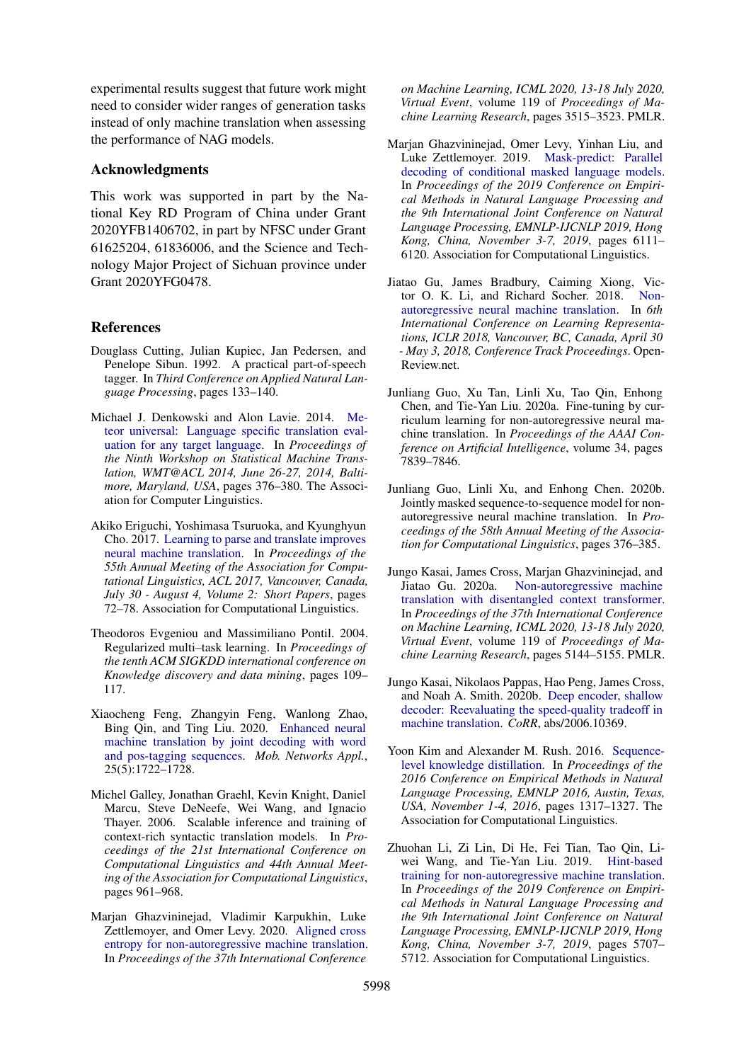experimental results suggest that future work might need to consider wider ranges of generation tasks instead of only machine translation when assessing the performance of NAG models.

## Acknowledgments

This work was supported in part by the National Key RD Program of China under Grant 2020YFB1406702, in part by NFSC under Grant 61625204, 61836006, and the Science and Technology Major Project of Sichuan province under Grant 2020YFG0478.

## References

Douglass Cutting, Julian Kupiec, Jan Pedersen, and Penelope Sibun. 1992. A practical part-of-speech tagger. In *Third Conference on Applied Natural Language Processing*, pages 133–140.

Michael J. Denkowski and Alon Lavie. 2014. Meteor universal: Language specific translation evaluation for any target language. In *Proceedings of the Ninth Workshop on Statistical Machine Translation, WMT@ACL 2014, June 26-27, 2014, Baltimore, Maryland, USA*, pages 376–380. The Association for Computer Linguistics.

Akiko Eriguchi, Yoshimasa Tsuruoka, and Kyunghyun Cho. 2017. Learning to parse and translate improves neural machine translation. In *Proceedings of the 55th Annual Meeting of the Association for Computational Linguistics, ACL 2017, Vancouver, Canada, July 30 - August 4, Volume 2: Short Papers*, pages 72–78. Association for Computational Linguistics.

Theodoros Evgeniou and Massimiliano Pontil. 2004. Regularized multi–task learning. In *Proceedings of the tenth ACM SIGKDD international conference on Knowledge discovery and data mining*, pages 109–117.

Xiaocheng Feng, Zhangyin Feng, Wanlong Zhao, Bing Qin, and Ting Liu. 2020. Enhanced neural machine translation by joint decoding with word and pos-tagging sequences. *Mob. Networks Appl.*, 25(5):1722–1728.

Michel Galley, Jonathan Graehl, Kevin Knight, Daniel Marcu, Steve DeNeefe, Wei Wang, and Ignacio Thayer. 2006. Scalable inference and training of context-rich syntactic translation models. In *Proceedings of the 21st International Conference on Computational Linguistics and 44th Annual Meeting of the Association for Computational Linguistics*, pages 961–968.

Marjan Ghazvininejad, Vladimir Karpukhin, Luke Zettlemoyer, and Omer Levy. 2020. Aligned cross entropy for non-autoregressive machine translation. In *Proceedings of the 37th International Conference on Machine Learning, ICML 2020, 13-18 July 2020, Virtual Event*, volume 119 of *Proceedings of Machine Learning Research*, pages 3515–3523. PMLR.

Marjan Ghazvininejad, Omer Levy, Yinhan Liu, and Luke Zettlemoyer. 2019. Mask-predict: Parallel decoding of conditional masked language models. In *Proceedings of the 2019 Conference on Empirical Methods in Natural Language Processing and the 9th International Joint Conference on Natural Language Processing, EMNLP-IJCNLP 2019, Hong Kong, China, November 3-7, 2019*, pages 6111–6120. Association for Computational Linguistics.

Jiatao Gu, James Bradbury, Caiming Xiong, Victor O. K. Li, and Richard Socher. 2018. Non-autoregressive neural machine translation. In *6th International Conference on Learning Representations, ICLR 2018, Vancouver, BC, Canada, April 30 - May 3, 2018, Conference Track Proceedings*. OpenReview.net.

Junliang Guo, Xu Tan, Linli Xu, Tao Qin, Enhong Chen, and Tie-Yan Liu. 2020a. Fine-tuning by curriculum learning for non-autoregressive neural machine translation. In *Proceedings of the AAAI Conference on Artificial Intelligence*, volume 34, pages 7839–7846.

Junliang Guo, Linli Xu, and Enhong Chen. 2020b. Jointly masked sequence-to-sequence model for non-autoregressive neural machine translation. In *Proceedings of the 58th Annual Meeting of the Association for Computational Linguistics*, pages 376–385.

Jungo Kasai, James Cross, Marjan Ghazvininejad, and Jiatao Gu. 2020a. Non-autoregressive machine translation with disentangled context transformer. In *Proceedings of the 37th International Conference on Machine Learning, ICML 2020, 13-18 July 2020, Virtual Event*, volume 119 of *Proceedings of Machine Learning Research*, pages 5144–5155. PMLR.

Jungo Kasai, Nikolaos Pappas, Hao Peng, James Cross, and Noah A. Smith. 2020b. Deep encoder, shallow decoder: Reevaluating the speed-quality tradeoff in machine translation. *CoRR*, abs/2006.10369.

Yoon Kim and Alexander M. Rush. 2016. Sequence-level knowledge distillation. In *Proceedings of the 2016 Conference on Empirical Methods in Natural Language Processing, EMNLP 2016, Austin, Texas, USA, November 1-4, 2016*, pages 1317–1327. The Association for Computational Linguistics.

Zhuohan Li, Zi Lin, Di He, Fei Tian, Tao Qin, Liwei Wang, and Tie-Yan Liu. 2019. Hint-based training for non-autoregressive machine translation. In *Proceedings of the 2019 Conference on Empirical Methods in Natural Language Processing and the 9th International Joint Conference on Natural Language Processing, EMNLP-IJCNLP 2019, Hong Kong, China, November 3-7, 2019*, pages 5707–5712. Association for Computational Linguistics.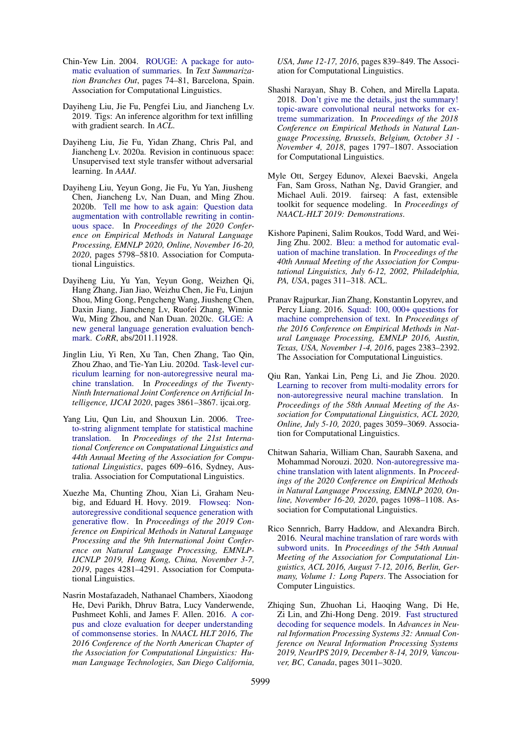Chin-Yew Lin. 2004. ROUGE: A package for automatic evaluation of summaries. In *Text Summarization Branches Out*, pages 74–81, Barcelona, Spain. Association for Computational Linguistics.

Dayiheng Liu, Jie Fu, Pengfei Liu, and Jiancheng Lv. 2019. Tigs: An inference algorithm for text infilling with gradient search. In *ACL*.

Dayiheng Liu, Jie Fu, Yidan Zhang, Chris Pal, and Jiancheng Lv. 2020a. Revision in continuous space: Unsupervised text style transfer without adversarial learning. In *AAAI*.

Dayiheng Liu, Yeyun Gong, Jie Fu, Yu Yan, Jiusheng Chen, Jiancheng Lv, Nan Duan, and Ming Zhou. 2020b. Tell me how to ask again: Question data augmentation with controllable rewriting in continuous space. In *Proceedings of the 2020 Conference on Empirical Methods in Natural Language Processing, EMNLP 2020, Online, November 16-20, 2020*, pages 5798–5810. Association for Computational Linguistics.

Dayiheng Liu, Yu Yan, Yeyun Gong, Weizhen Qi, Hang Zhang, Jian Jiao, Weizhu Chen, Jie Fu, Linjun Shou, Ming Gong, Pengcheng Wang, Jiusheng Chen, Daxin Jiang, Jiancheng Lv, Ruofei Zhang, Winnie Wu, Ming Zhou, and Nan Duan. 2020c. GLGE: A new general language generation evaluation benchmark. *CoRR*, abs/2011.11928.

Jinglin Liu, Yi Ren, Xu Tan, Chen Zhang, Tao Qin, Zhou Zhao, and Tie-Yan Liu. 2020d. Task-level curriculum learning for non-autoregressive neural machine translation. In *Proceedings of the Twenty-Ninth International Joint Conference on Artificial Intelligence, IJCAI 2020*, pages 3861–3867. ijcai.org.

Yang Liu, Qun Liu, and Shouxun Lin. 2006. Tree-to-string alignment template for statistical machine translation. In *Proceedings of the 21st International Conference on Computational Linguistics and 44th Annual Meeting of the Association for Computational Linguistics*, pages 609–616, Sydney, Australia. Association for Computational Linguistics.

Xuezhe Ma, Chunting Zhou, Xian Li, Graham Neubig, and Eduard H. Hovy. 2019. Flowseq: Non-autoregressive conditional sequence generation with generative flow. In *Proceedings of the 2019 Conference on Empirical Methods in Natural Language Processing and the 9th International Joint Conference on Natural Language Processing, EMNLP-IJCNLP 2019, Hong Kong, China, November 3-7, 2019*, pages 4281–4291. Association for Computational Linguistics.

Nasrin Mostafazadeh, Nathanael Chambers, Xiaodong He, Devi Parikh, Dhruv Batra, Lucy Vanderwende, Pushmeet Kohli, and James F. Allen. 2016. A corpus and cloze evaluation for deeper understanding of commonsense stories. In *NAACL HLT 2016, The 2016 Conference of the North American Chapter of the Association for Computational Linguistics: Human Language Technologies, San Diego California, USA, June 12-17, 2016*, pages 839–849. The Association for Computational Linguistics.

Shashi Narayan, Shay B. Cohen, and Mirella Lapata. 2018. Don't give me the details, just the summary! topic-aware convolutional neural networks for extreme summarization. In *Proceedings of the 2018 Conference on Empirical Methods in Natural Language Processing, Brussels, Belgium, October 31 - November 4, 2018*, pages 1797–1807. Association for Computational Linguistics.

Myle Ott, Sergey Edunov, Alexei Baevski, Angela Fan, Sam Gross, Nathan Ng, David Grangier, and Michael Auli. 2019. fairseq: A fast, extensible toolkit for sequence modeling. In *Proceedings of NAACL-HLT 2019: Demonstrations*.

Kishore Papineni, Salim Roukos, Todd Ward, and Wei-Jing Zhu. 2002. Bleu: a method for automatic evaluation of machine translation. In *Proceedings of the 40th Annual Meeting of the Association for Computational Linguistics, July 6-12, 2002, Philadelphia, PA, USA*, pages 311–318. ACL.

Pranav Rajpurkar, Jian Zhang, Konstantin Lopyrev, and Percy Liang. 2016. Squad: 100, 000+ questions for machine comprehension of text. In *Proceedings of the 2016 Conference on Empirical Methods in Natural Language Processing, EMNLP 2016, Austin, Texas, USA, November 1-4, 2016*, pages 2383–2392. The Association for Computational Linguistics.

Qiu Ran, Yankai Lin, Peng Li, and Jie Zhou. 2020. Learning to recover from multi-modality errors for non-autoregressive neural machine translation. In *Proceedings of the 58th Annual Meeting of the Association for Computational Linguistics, ACL 2020, Online, July 5-10, 2020*, pages 3059–3069. Association for Computational Linguistics.

Chitwan Saharia, William Chan, Saurabh Saxena, and Mohammad Norouzi. 2020. Non-autoregressive machine translation with latent alignments. In *Proceedings of the 2020 Conference on Empirical Methods in Natural Language Processing, EMNLP 2020, Online, November 16-20, 2020*, pages 1098–1108. Association for Computational Linguistics.

Rico Sennrich, Barry Haddow, and Alexandra Birch. 2016. Neural machine translation of rare words with subword units. In *Proceedings of the 54th Annual Meeting of the Association for Computational Linguistics, ACL 2016, August 7-12, 2016, Berlin, Germany, Volume 1: Long Papers*. The Association for Computer Linguistics.

Zhiqing Sun, Zhuohan Li, Haoqing Wang, Di He, Zi Lin, and Zhi-Hong Deng. 2019. Fast structured decoding for sequence models. In *Advances in Neural Information Processing Systems 32: Annual Conference on Neural Information Processing Systems 2019, NeurIPS 2019, December 8-14, 2019, Vancouver, BC, Canada*, pages 3011–3020.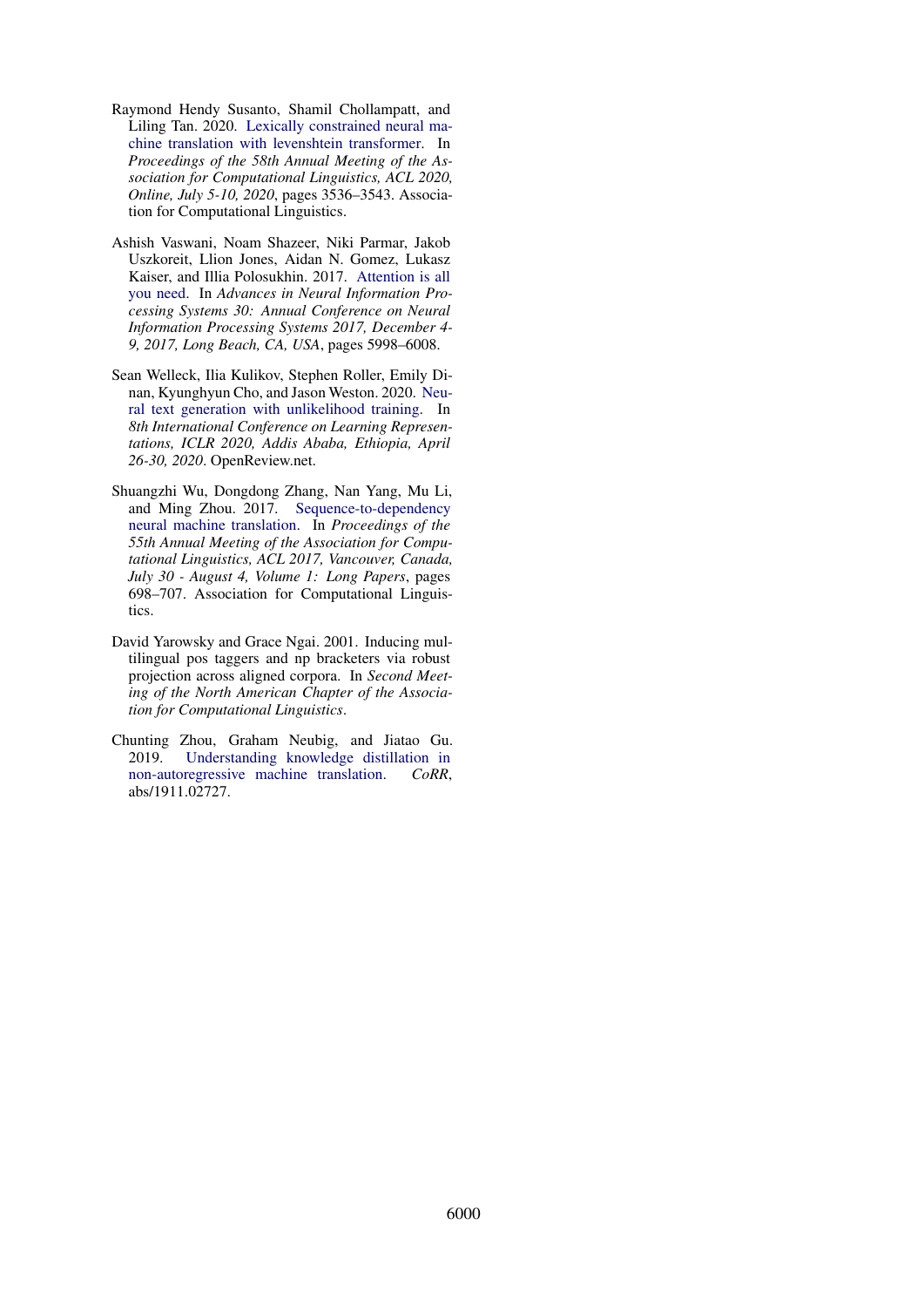Raymond Hendy Susanto, Shamil Chollampatt, and Liling Tan. 2020. Lexically constrained neural machine translation with levenshtein transformer. In *Proceedings of the 58th Annual Meeting of the Association for Computational Linguistics, ACL 2020, Online, July 5-10, 2020*, pages 3536–3543. Association for Computational Linguistics.

Ashish Vaswani, Noam Shazeer, Niki Parmar, Jakob Uszkoreit, Llion Jones, Aidan N. Gomez, Lukasz Kaiser, and Illia Polosukhin. 2017. Attention is all you need. In *Advances in Neural Information Processing Systems 30: Annual Conference on Neural Information Processing Systems 2017, December 4-9, 2017, Long Beach, CA, USA*, pages 5998–6008.

Sean Welleck, Ilia Kulikov, Stephen Roller, Emily Dinan, Kyunghyun Cho, and Jason Weston. 2020. Neural text generation with unlikelihood training. In *8th International Conference on Learning Representations, ICLR 2020, Addis Ababa, Ethiopia, April 26-30, 2020*. OpenReview.net.

Shuangzhi Wu, Dongdong Zhang, Nan Yang, Mu Li, and Ming Zhou. 2017. Sequence-to-dependency neural machine translation. In *Proceedings of the 55th Annual Meeting of the Association for Computational Linguistics, ACL 2017, Vancouver, Canada, July 30 - August 4, Volume 1: Long Papers*, pages 698–707. Association for Computational Linguistics.

David Yarowsky and Grace Ngai. 2001. Inducing multilingual pos taggers and np bracketers via robust projection across aligned corpora. In *Second Meeting of the North American Chapter of the Association for Computational Linguistics*.

Chunting Zhou, Graham Neubig, and Jiatao Gu. 2019. Understanding knowledge distillation in non-autoregressive machine translation. *CoRR*, abs/1911.02727.